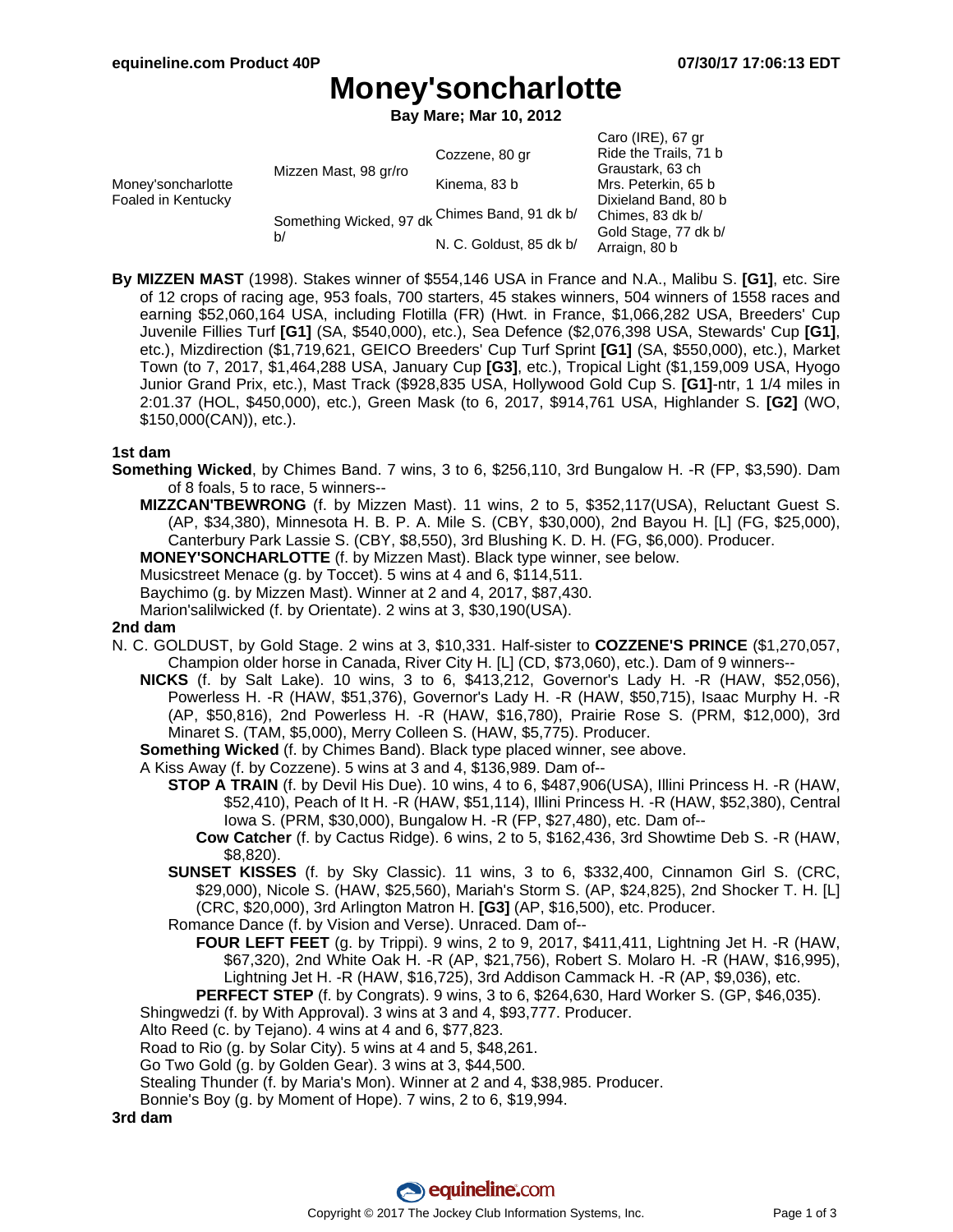# Money'soncharlotte

**Bay Mare; Mar 10, 2012**

| | | | |
|---|---|---|---|
| Money'soncharlotte Foaled in Kentucky | Mizzen Mast, 98 gr/ro | Cozzene, 80 gr | Caro (IRE), 67 gr |
| | | | Ride the Trails, 71 b |
| | | Kinema, 83 b | Graustark, 63 ch |
| | | | Mrs. Peterkin, 65 b |
| | Something Wicked, 97 dk b/ | Chimes Band, 91 dk b/ | Dixieland Band, 80 b |
| | | | Chimes, 83 dk b/ |
| | | N. C. Goldust, 85 dk b/ | Gold Stage, 77 dk b/ |
| | | | Arraign, 80 b |

**By MIZZEN MAST** (1998). Stakes winner of $554,146 USA in France and N.A., Malibu S. **[G1]**, etc. Sire of 12 crops of racing age, 953 foals, 700 starters, 45 stakes winners, 504 winners of 1558 races and earning $52,060,164 USA, including Flotilla (FR) (Hwt. in France, $1,066,282 USA, Breeders' Cup Juvenile Fillies Turf **[G1]** (SA, $540,000), etc.), Sea Defence ($2,076,398 USA, Stewards' Cup **[G1]**, etc.), Mizdirection ($1,719,621, GEICO Breeders' Cup Turf Sprint **[G1]** (SA, $550,000), etc.), Market Town (to 7, 2017, $1,464,288 USA, January Cup **[G3]**, etc.), Tropical Light ($1,159,009 USA, Hyogo Junior Grand Prix, etc.), Mast Track ($928,835 USA, Hollywood Gold Cup S. **[G1]**-ntr, 1 1/4 miles in 2:01.37 (HOL, $450,000), etc.), Green Mask (to 6, 2017, $914,761 USA, Highlander S. **[G2]** (WO, $150,000(CAN)), etc.).

### 1st dam

**Something Wicked**, by Chimes Band. 7 wins, 3 to 6, $256,110, 3rd Bungalow H. -R (FP, $3,590). Dam of 8 foals, 5 to race, 5 winners--

- **MIZZCAN'TBEWRONG** (f. by Mizzen Mast). 11 wins, 2 to 5, $352,117(USA), Reluctant Guest S. (AP, $34,380), Minnesota H. B. P. A. Mile S. (CBY, $30,000), 2nd Bayou H. [L] (FG, $25,000), Canterbury Park Lassie S. (CBY, $8,550), 3rd Blushing K. D. H. (FG, $6,000). Producer.
- **MONEY'SONCHARLOTTE** (f. by Mizzen Mast). Black type winner, see below.
- Musicstreet Menace (g. by Toccet). 5 wins at 4 and 6, $114,511.
- Baychimo (g. by Mizzen Mast). Winner at 2 and 4, 2017, $87,430.
- Marion'salilwicked (f. by Orientate). 2 wins at 3, $30,190(USA).

### 2nd dam

N. C. GOLDUST, by Gold Stage. 2 wins at 3, $10,331. Half-sister to **COZZENE'S PRINCE** ($1,270,057, Champion older horse in Canada, River City H. [L] (CD, $73,060), etc.). Dam of 9 winners--

- **NICKS** (f. by Salt Lake). 10 wins, 3 to 6, $413,212, Governor's Lady H. -R (HAW, $52,056), Powerless H. -R (HAW, $51,376), Governor's Lady H. -R (HAW, $50,715), Isaac Murphy H. -R (AP, $50,816), 2nd Powerless H. -R (HAW, $16,780), Prairie Rose S. (PRM, $12,000), 3rd Minaret S. (TAM, $5,000), Merry Colleen S. (HAW, $5,775). Producer.
- **Something Wicked** (f. by Chimes Band). Black type placed winner, see above.
- A Kiss Away (f. by Cozzene). 5 wins at 3 and 4, $136,989. Dam of--
  - **STOP A TRAIN** (f. by Devil His Due). 10 wins, 4 to 6, $487,906(USA), Illini Princess H. -R (HAW, $52,410), Peach of It H. -R (HAW, $51,114), Illini Princess H. -R (HAW, $52,380), Central Iowa S. (PRM, $30,000), Bungalow H. -R (FP, $27,480), etc. Dam of--
    - **Cow Catcher** (f. by Cactus Ridge). 6 wins, 2 to 5, $162,436, 3rd Showtime Deb S. -R (HAW, $8,820).
  - **SUNSET KISSES** (f. by Sky Classic). 11 wins, 3 to 6, $332,400, Cinnamon Girl S. (CRC, $29,000), Nicole S. (HAW, $25,560), Mariah's Storm S. (AP, $24,825), 2nd Shocker T. H. [L] (CRC, $20,000), 3rd Arlington Matron H. **[G3]** (AP, $16,500), etc. Producer.
  - Romance Dance (f. by Vision and Verse). Unraced. Dam of--
    - **FOUR LEFT FEET** (g. by Trippi). 9 wins, 2 to 9, 2017, $411,411, Lightning Jet H. -R (HAW, $67,320), 2nd White Oak H. -R (AP, $21,756), Robert S. Molaro H. -R (HAW, $16,995), Lightning Jet H. -R (HAW, $16,725), 3rd Addison Cammack H. -R (AP, $9,036), etc.
    - **PERFECT STEP** (f. by Congrats). 9 wins, 3 to 6, $264,630, Hard Worker S. (GP, $46,035).
- Shingwedzi (f. by With Approval). 3 wins at 3 and 4, $93,777. Producer.
- Alto Reed (c. by Tejano). 4 wins at 4 and 6, $77,823.
- Road to Rio (g. by Solar City). 5 wins at 4 and 5, $48,261.
- Go Two Gold (g. by Golden Gear). 3 wins at 3, $44,500.
- Stealing Thunder (f. by Maria's Mon). Winner at 2 and 4, $38,985. Producer.
- Bonnie's Boy (g. by Moment of Hope). 7 wins, 2 to 6, $19,994.

### 3rd dam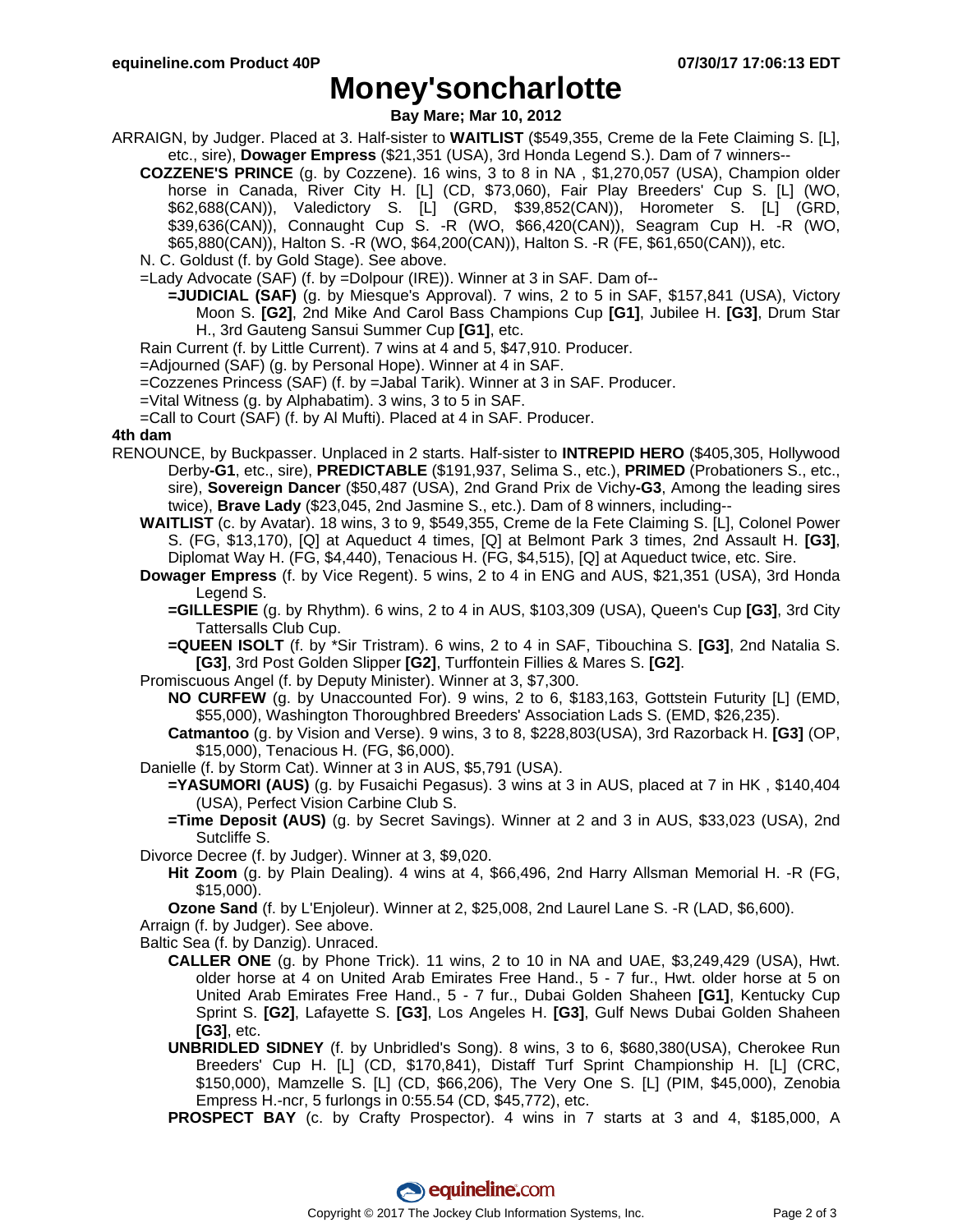# Money'soncharlotte

**Bay Mare; Mar 10, 2012**

ARRAIGN, by Judger. Placed at 3. Half-sister to **WAITLIST** ($549,355, Creme de la Fete Claiming S. [L], etc., sire), **Dowager Empress** ($21,351 (USA), 3rd Honda Legend S.). Dam of 7 winners--

**COZZENE'S PRINCE** (g. by Cozzene). 16 wins, 3 to 8 in NA , $1,270,057 (USA), Champion older horse in Canada, River City H. [L] (CD, $73,060), Fair Play Breeders' Cup S. [L] (WO, $62,688(CAN)), Valedictory S. [L] (GRD, $39,852(CAN)), Horometer S. [L] (GRD, $39,636(CAN)), Connaught Cup S. -R (WO, $66,420(CAN)), Seagram Cup H. -R (WO, $65,880(CAN)), Halton S. -R (WO, $64,200(CAN)), Halton S. -R (FE, $61,650(CAN)), etc.

N. C. Goldust (f. by Gold Stage). See above.

=Lady Advocate (SAF) (f. by =Dolpour (IRE)). Winner at 3 in SAF. Dam of--

**=JUDICIAL (SAF)** (g. by Miesque's Approval). 7 wins, 2 to 5 in SAF, $157,841 (USA), Victory Moon S. **[G2]**, 2nd Mike And Carol Bass Champions Cup **[G1]**, Jubilee H. **[G3]**, Drum Star H., 3rd Gauteng Sansui Summer Cup **[G1]**, etc.

Rain Current (f. by Little Current). 7 wins at 4 and 5, $47,910. Producer.

=Adjourned (SAF) (g. by Personal Hope). Winner at 4 in SAF.

=Cozzenes Princess (SAF) (f. by =Jabal Tarik). Winner at 3 in SAF. Producer.

=Vital Witness (g. by Alphabatim). 3 wins, 3 to 5 in SAF.

=Call to Court (SAF) (f. by Al Mufti). Placed at 4 in SAF. Producer.

**4th dam**

RENOUNCE, by Buckpasser. Unplaced in 2 starts. Half-sister to **INTREPID HERO** ($405,305, Hollywood Derby**-G1**, etc., sire), **PREDICTABLE** ($191,937, Selima S., etc.), **PRIMED** (Probationers S., etc., sire), **Sovereign Dancer** ($50,487 (USA), 2nd Grand Prix de Vichy**-G3**, Among the leading sires twice), **Brave Lady** ($23,045, 2nd Jasmine S., etc.). Dam of 8 winners, including--

**WAITLIST** (c. by Avatar). 18 wins, 3 to 9, $549,355, Creme de la Fete Claiming S. [L], Colonel Power S. (FG, $13,170), [Q] at Aqueduct 4 times, [Q] at Belmont Park 3 times, 2nd Assault H. **[G3]**, Diplomat Way H. (FG, $4,440), Tenacious H. (FG, $4,515), [Q] at Aqueduct twice, etc. Sire.

**Dowager Empress** (f. by Vice Regent). 5 wins, 2 to 4 in ENG and AUS, $21,351 (USA), 3rd Honda Legend S.

**=GILLESPIE** (g. by Rhythm). 6 wins, 2 to 4 in AUS, $103,309 (USA), Queen's Cup **[G3]**, 3rd City Tattersalls Club Cup.

**=QUEEN ISOLT** (f. by *Sir Tristram). 6 wins, 2 to 4 in SAF, Tibouchina S. **[G3]**, 2nd Natalia S. **[G3]**, 3rd Post Golden Slipper **[G2]**, Turffontein Fillies & Mares S. **[G2]**.

Promiscuous Angel (f. by Deputy Minister). Winner at 3, $7,300.

**NO CURFEW** (g. by Unaccounted For). 9 wins, 2 to 6, $183,163, Gottstein Futurity [L] (EMD, $55,000), Washington Thoroughbred Breeders' Association Lads S. (EMD, $26,235).

**Catmantoo** (g. by Vision and Verse). 9 wins, 3 to 8, $228,803(USA), 3rd Razorback H. **[G3]** (OP, $15,000), Tenacious H. (FG, $6,000).

Danielle (f. by Storm Cat). Winner at 3 in AUS, $5,791 (USA).

**=YASUMORI (AUS)** (g. by Fusaichi Pegasus). 3 wins at 3 in AUS, placed at 7 in HK , $140,404 (USA), Perfect Vision Carbine Club S.

**=Time Deposit (AUS)** (g. by Secret Savings). Winner at 2 and 3 in AUS, $33,023 (USA), 2nd Sutcliffe S.

Divorce Decree (f. by Judger). Winner at 3, $9,020.

**Hit Zoom** (g. by Plain Dealing). 4 wins at 4, $66,496, 2nd Harry Allsman Memorial H. -R (FG, $15,000).

**Ozone Sand** (f. by L'Enjoleur). Winner at 2, $25,008, 2nd Laurel Lane S. -R (LAD, $6,600).

Arraign (f. by Judger). See above.

Baltic Sea (f. by Danzig). Unraced.

**CALLER ONE** (g. by Phone Trick). 11 wins, 2 to 10 in NA and UAE, $3,249,429 (USA), Hwt. older horse at 4 on United Arab Emirates Free Hand., 5 - 7 fur., Hwt. older horse at 5 on United Arab Emirates Free Hand., 5 - 7 fur., Dubai Golden Shaheen **[G1]**, Kentucky Cup Sprint S. **[G2]**, Lafayette S. **[G3]**, Los Angeles H. **[G3]**, Gulf News Dubai Golden Shaheen **[G3]**, etc.

**UNBRIDLED SIDNEY** (f. by Unbridled's Song). 8 wins, 3 to 6, $680,380(USA), Cherokee Run Breeders' Cup H. [L] (CD, $170,841), Distaff Turf Sprint Championship H. [L] (CRC, $150,000), Mamzelle S. [L] (CD, $66,206), The Very One S. [L] (PIM, $45,000), Zenobia Empress H.-ncr, 5 furlongs in 0:55.54 (CD, $45,772), etc.

**PROSPECT BAY** (c. by Crafty Prospector). 4 wins in 7 starts at 3 and 4, $185,000, A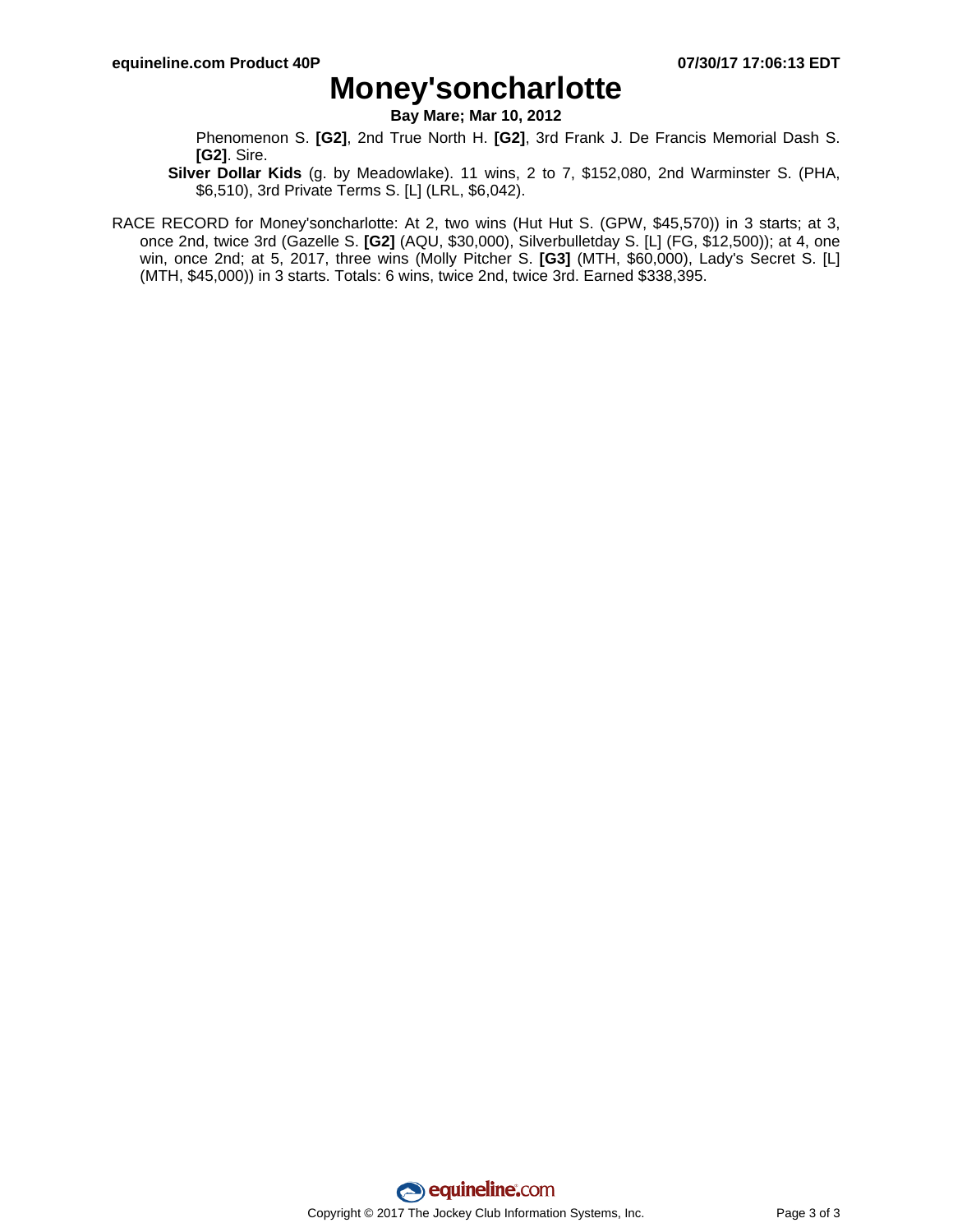# Money'soncharlotte

**Bay Mare; Mar 10, 2012**

Phenomenon S. **[G2]**, 2nd True North H. **[G2]**, 3rd Frank J. De Francis Memorial Dash S. **[G2]**. Sire.

**Silver Dollar Kids** (g. by Meadowlake). 11 wins, 2 to 7, $152,080, 2nd Warminster S. (PHA, $6,510), 3rd Private Terms S. [L] (LRL, $6,042).

RACE RECORD for Money'soncharlotte: At 2, two wins (Hut Hut S. (GPW, $45,570)) in 3 starts; at 3, once 2nd, twice 3rd (Gazelle S. **[G2]** (AQU, $30,000), Silverbulletday S. [L] (FG, $12,500)); at 4, one win, once 2nd; at 5, 2017, three wins (Molly Pitcher S. **[G3]** (MTH, $60,000), Lady's Secret S. [L] (MTH, $45,000)) in 3 starts. Totals: 6 wins, twice 2nd, twice 3rd. Earned $338,395.